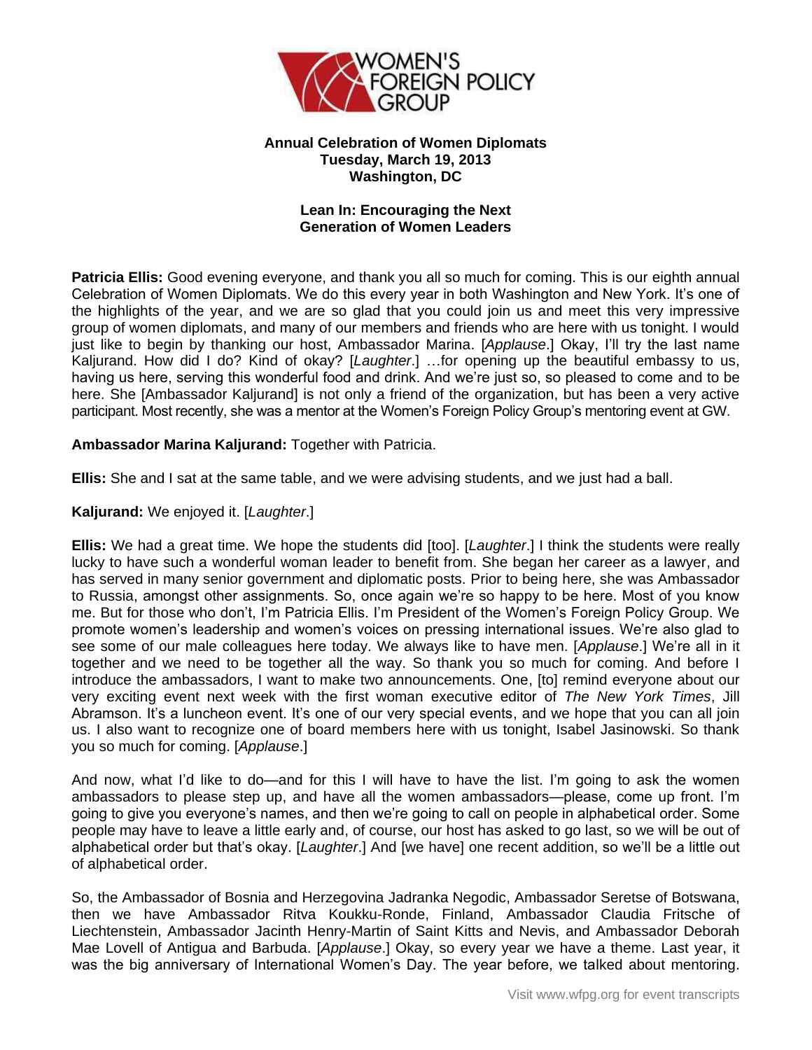**Annual Celebration of Women Diplomats**
**Tuesday, March 19, 2013**
**Washington, DC**

**Lean In: Encouraging the Next Generation of Women Leaders**

**Patricia Ellis:** Good evening everyone, and thank you all so much for coming. This is our eighth annual Celebration of Women Diplomats. We do this every year in both Washington and New York. It's one of the highlights of the year, and we are so glad that you could join us and meet this very impressive group of women diplomats, and many of our members and friends who are here with us tonight. I would just like to begin by thanking our host, Ambassador Marina. [*Applause*.] Okay, I'll try the last name Kaljurand. How did I do? Kind of okay? [*Laughter*.] …for opening up the beautiful embassy to us, having us here, serving this wonderful food and drink. And we're just so, so pleased to come and to be here. She [Ambassador Kaljurand] is not only a friend of the organization, but has been a very active participant. Most recently, she was a mentor at the Women's Foreign Policy Group's mentoring event at GW.

**Ambassador Marina Kaljurand:** Together with Patricia.

**Ellis:** She and I sat at the same table, and we were advising students, and we just had a ball.

**Kaljurand:** We enjoyed it. [*Laughter*.]

**Ellis:** We had a great time. We hope the students did [too]. [*Laughter*.] I think the students were really lucky to have such a wonderful woman leader to benefit from. She began her career as a lawyer, and has served in many senior government and diplomatic posts. Prior to being here, she was Ambassador to Russia, amongst other assignments. So, once again we're so happy to be here. Most of you know me. But for those who don't, I'm Patricia Ellis. I'm President of the Women's Foreign Policy Group. We promote women's leadership and women's voices on pressing international issues. We're also glad to see some of our male colleagues here today. We always like to have men. [*Applause*.] We're all in it together and we need to be together all the way. So thank you so much for coming. And before I introduce the ambassadors, I want to make two announcements. One, [to] remind everyone about our very exciting event next week with the first woman executive editor of *The New York Times*, Jill Abramson. It's a luncheon event. It's one of our very special events, and we hope that you can all join us. I also want to recognize one of board members here with us tonight, Isabel Jasinowski. So thank you so much for coming. [*Applause*.]

And now, what I'd like to do—and for this I will have to have the list. I'm going to ask the women ambassadors to please step up, and have all the women ambassadors—please, come up front. I'm going to give you everyone's names, and then we're going to call on people in alphabetical order. Some people may have to leave a little early and, of course, our host has asked to go last, so we will be out of alphabetical order but that's okay. [*Laughter*.] And [we have] one recent addition, so we'll be a little out of alphabetical order.

So, the Ambassador of Bosnia and Herzegovina Jadranka Negodic, Ambassador Seretse of Botswana, then we have Ambassador Ritva Koukku-Ronde, Finland, Ambassador Claudia Fritsche of Liechtenstein, Ambassador Jacinth Henry-Martin of Saint Kitts and Nevis, and Ambassador Deborah Mae Lovell of Antigua and Barbuda. [*Applause*.] Okay, so every year we have a theme. Last year, it was the big anniversary of International Women's Day. The year before, we talked about mentoring.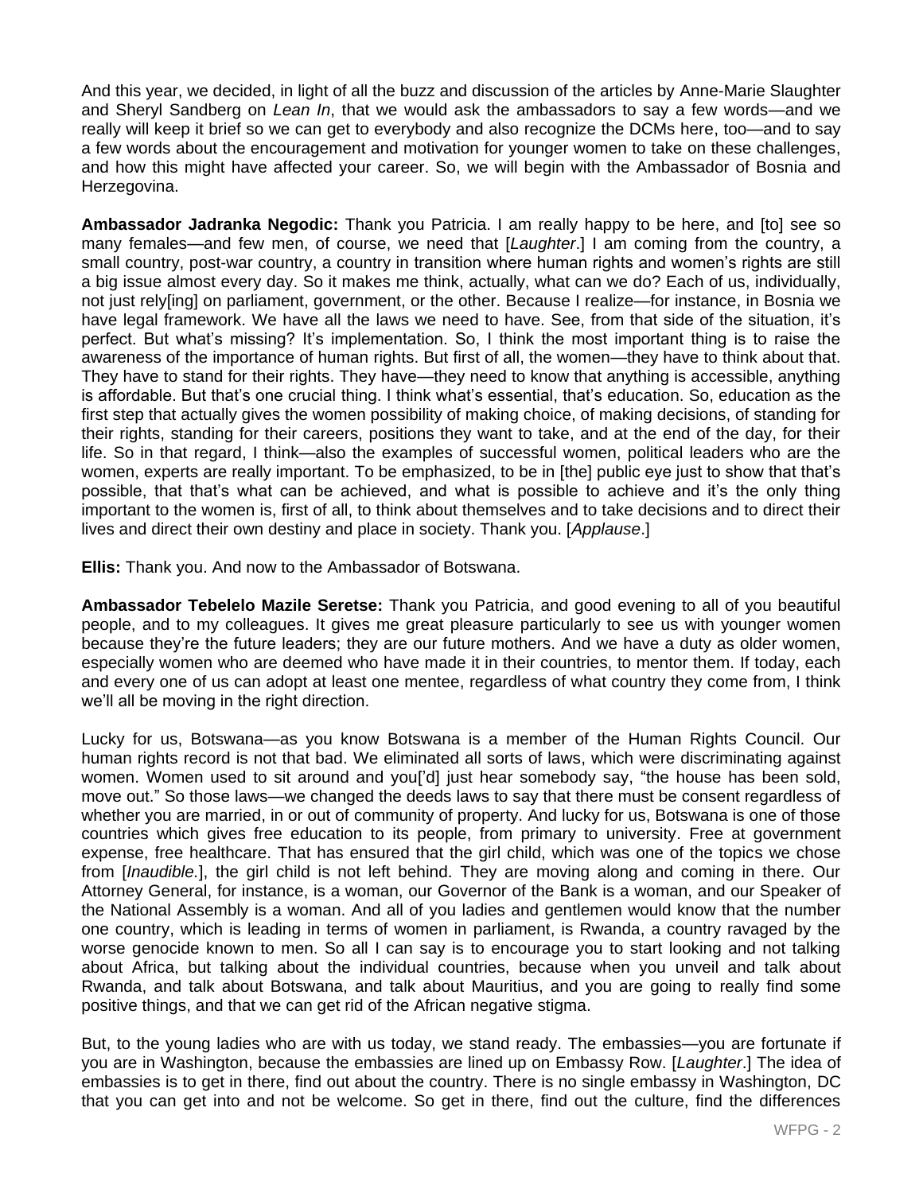And this year, we decided, in light of all the buzz and discussion of the articles by Anne-Marie Slaughter and Sheryl Sandberg on *Lean In*, that we would ask the ambassadors to say a few words—and we really will keep it brief so we can get to everybody and also recognize the DCMs here, too—and to say a few words about the encouragement and motivation for younger women to take on these challenges, and how this might have affected your career. So, we will begin with the Ambassador of Bosnia and Herzegovina.

**Ambassador Jadranka Negodic:** Thank you Patricia. I am really happy to be here, and [to] see so many females—and few men, of course, we need that [*Laughter*.] I am coming from the country, a small country, post-war country, a country in transition where human rights and women's rights are still a big issue almost every day. So it makes me think, actually, what can we do? Each of us, individually, not just rely[ing] on parliament, government, or the other. Because I realize—for instance, in Bosnia we have legal framework. We have all the laws we need to have. See, from that side of the situation, it's perfect. But what's missing? It's implementation. So, I think the most important thing is to raise the awareness of the importance of human rights. But first of all, the women—they have to think about that. They have to stand for their rights. They have—they need to know that anything is accessible, anything is affordable. But that's one crucial thing. I think what's essential, that's education. So, education as the first step that actually gives the women possibility of making choice, of making decisions, of standing for their rights, standing for their careers, positions they want to take, and at the end of the day, for their life. So in that regard, I think—also the examples of successful women, political leaders who are the women, experts are really important. To be emphasized, to be in [the] public eye just to show that that's possible, that that's what can be achieved, and what is possible to achieve and it's the only thing important to the women is, first of all, to think about themselves and to take decisions and to direct their lives and direct their own destiny and place in society. Thank you. [*Applause*.]

**Ellis:** Thank you. And now to the Ambassador of Botswana.

**Ambassador Tebelelo Mazile Seretse:** Thank you Patricia, and good evening to all of you beautiful people, and to my colleagues. It gives me great pleasure particularly to see us with younger women because they're the future leaders; they are our future mothers. And we have a duty as older women, especially women who are deemed who have made it in their countries, to mentor them. If today, each and every one of us can adopt at least one mentee, regardless of what country they come from, I think we'll all be moving in the right direction.

Lucky for us, Botswana—as you know Botswana is a member of the Human Rights Council. Our human rights record is not that bad. We eliminated all sorts of laws, which were discriminating against women. Women used to sit around and you['d] just hear somebody say, "the house has been sold, move out." So those laws—we changed the deeds laws to say that there must be consent regardless of whether you are married, in or out of community of property. And lucky for us, Botswana is one of those countries which gives free education to its people, from primary to university. Free at government expense, free healthcare. That has ensured that the girl child, which was one of the topics we chose from [*Inaudible*.], the girl child is not left behind. They are moving along and coming in there. Our Attorney General, for instance, is a woman, our Governor of the Bank is a woman, and our Speaker of the National Assembly is a woman. And all of you ladies and gentlemen would know that the number one country, which is leading in terms of women in parliament, is Rwanda, a country ravaged by the worse genocide known to men. So all I can say is to encourage you to start looking and not talking about Africa, but talking about the individual countries, because when you unveil and talk about Rwanda, and talk about Botswana, and talk about Mauritius, and you are going to really find some positive things, and that we can get rid of the African negative stigma.

But, to the young ladies who are with us today, we stand ready. The embassies—you are fortunate if you are in Washington, because the embassies are lined up on Embassy Row. [*Laughter*.] The idea of embassies is to get in there, find out about the country. There is no single embassy in Washington, DC that you can get into and not be welcome. So get in there, find out the culture, find the differences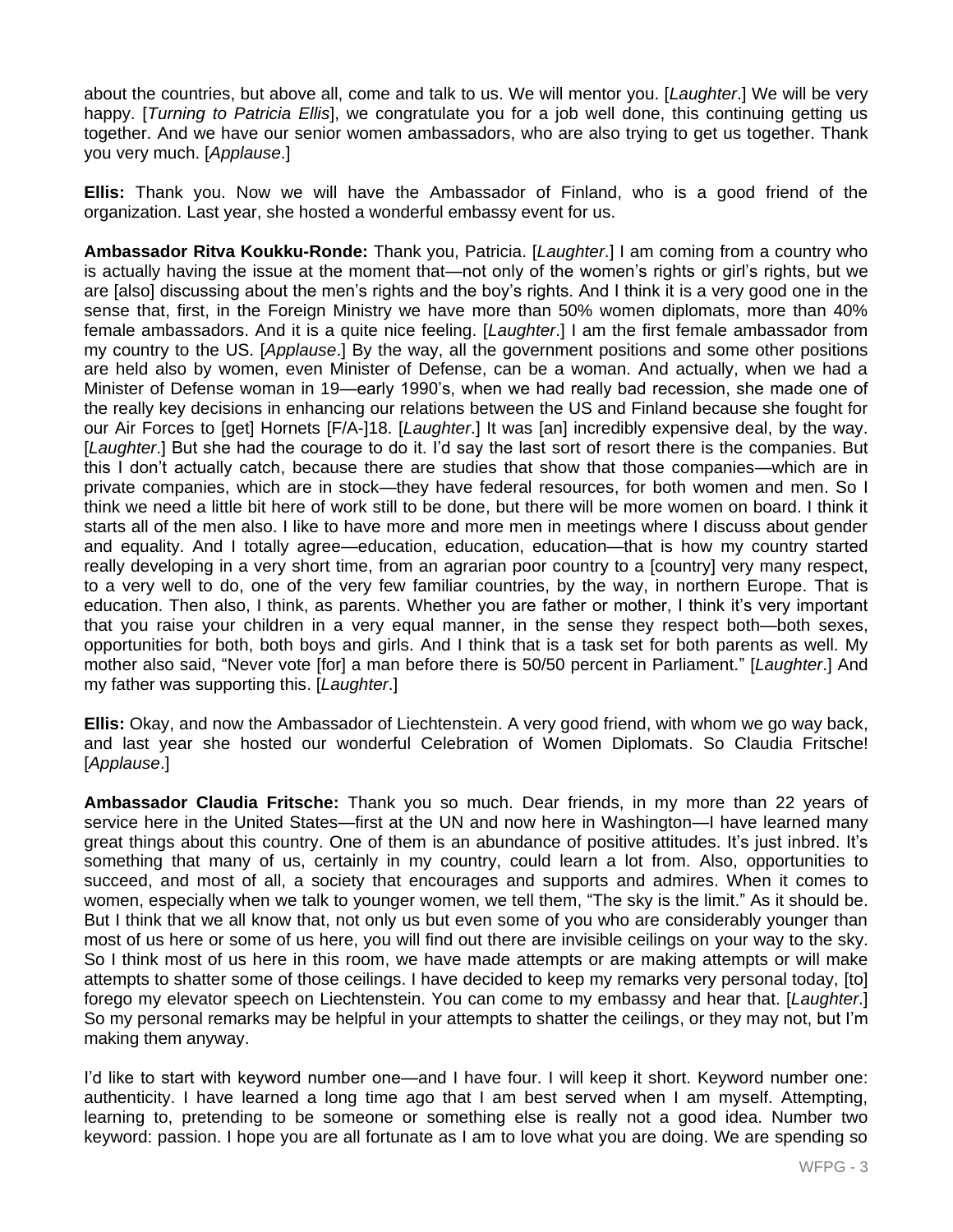about the countries, but above all, come and talk to us. We will mentor you. [*Laughter*.] We will be very happy. [*Turning to Patricia Ellis*], we congratulate you for a job well done, this continuing getting us together. And we have our senior women ambassadors, who are also trying to get us together. Thank you very much. [*Applause*.]

**Ellis:** Thank you. Now we will have the Ambassador of Finland, who is a good friend of the organization. Last year, she hosted a wonderful embassy event for us.

**Ambassador Ritva Koukku-Ronde:** Thank you, Patricia. [*Laughter*.] I am coming from a country who is actually having the issue at the moment that—not only of the women's rights or girl's rights, but we are [also] discussing about the men's rights and the boy's rights. And I think it is a very good one in the sense that, first, in the Foreign Ministry we have more than 50% women diplomats, more than 40% female ambassadors. And it is a quite nice feeling. [*Laughter*.] I am the first female ambassador from my country to the US. [*Applause*.] By the way, all the government positions and some other positions are held also by women, even Minister of Defense, can be a woman. And actually, when we had a Minister of Defense woman in 19—early 1990's, when we had really bad recession, she made one of the really key decisions in enhancing our relations between the US and Finland because she fought for our Air Forces to [get] Hornets [F/A-]18. [*Laughter*.] It was [an] incredibly expensive deal, by the way. [*Laughter*.] But she had the courage to do it. I'd say the last sort of resort there is the companies. But this I don't actually catch, because there are studies that show that those companies—which are in private companies, which are in stock—they have federal resources, for both women and men. So I think we need a little bit here of work still to be done, but there will be more women on board. I think it starts all of the men also. I like to have more and more men in meetings where I discuss about gender and equality. And I totally agree—education, education, education—that is how my country started really developing in a very short time, from an agrarian poor country to a [country] very many respect, to a very well to do, one of the very few familiar countries, by the way, in northern Europe. That is education. Then also, I think, as parents. Whether you are father or mother, I think it's very important that you raise your children in a very equal manner, in the sense they respect both—both sexes, opportunities for both, both boys and girls. And I think that is a task set for both parents as well. My mother also said, "Never vote [for] a man before there is 50/50 percent in Parliament." [*Laughter*.] And my father was supporting this. [*Laughter*.]

**Ellis:** Okay, and now the Ambassador of Liechtenstein. A very good friend, with whom we go way back, and last year she hosted our wonderful Celebration of Women Diplomats. So Claudia Fritsche! [*Applause*.]

**Ambassador Claudia Fritsche:** Thank you so much. Dear friends, in my more than 22 years of service here in the United States—first at the UN and now here in Washington—I have learned many great things about this country. One of them is an abundance of positive attitudes. It's just inbred. It's something that many of us, certainly in my country, could learn a lot from. Also, opportunities to succeed, and most of all, a society that encourages and supports and admires. When it comes to women, especially when we talk to younger women, we tell them, "The sky is the limit." As it should be. But I think that we all know that, not only us but even some of you who are considerably younger than most of us here or some of us here, you will find out there are invisible ceilings on your way to the sky. So I think most of us here in this room, we have made attempts or are making attempts or will make attempts to shatter some of those ceilings. I have decided to keep my remarks very personal today, [to] forego my elevator speech on Liechtenstein. You can come to my embassy and hear that. [*Laughter*.] So my personal remarks may be helpful in your attempts to shatter the ceilings, or they may not, but I'm making them anyway.

I'd like to start with keyword number one—and I have four. I will keep it short. Keyword number one: authenticity. I have learned a long time ago that I am best served when I am myself. Attempting, learning to, pretending to be someone or something else is really not a good idea. Number two keyword: passion. I hope you are all fortunate as I am to love what you are doing. We are spending so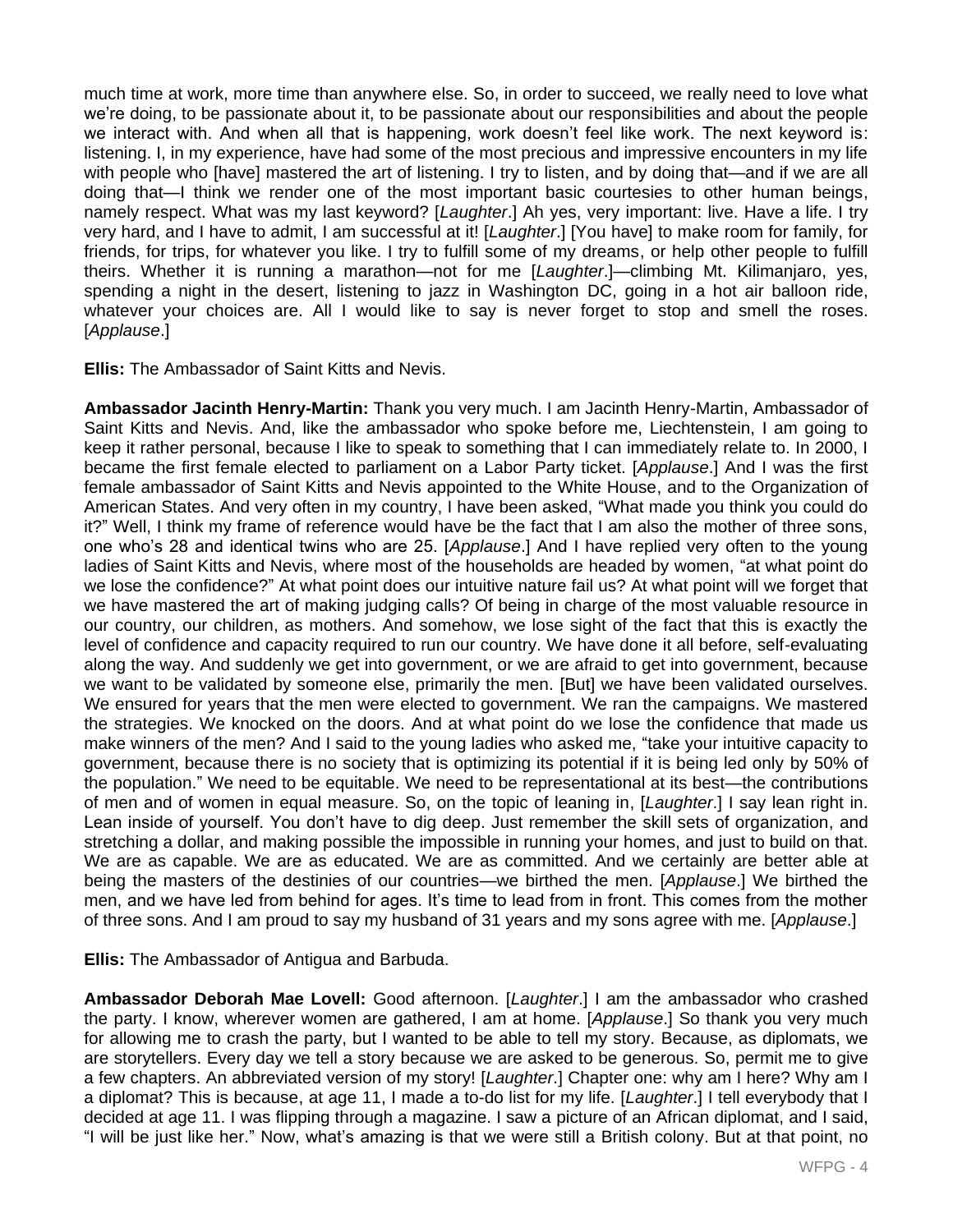much time at work, more time than anywhere else. So, in order to succeed, we really need to love what we're doing, to be passionate about it, to be passionate about our responsibilities and about the people we interact with. And when all that is happening, work doesn't feel like work. The next keyword is: listening. I, in my experience, have had some of the most precious and impressive encounters in my life with people who [have] mastered the art of listening. I try to listen, and by doing that—and if we are all doing that—I think we render one of the most important basic courtesies to other human beings, namely respect. What was my last keyword? [*Laughter*.] Ah yes, very important: live. Have a life. I try very hard, and I have to admit, I am successful at it! [*Laughter*.] [You have] to make room for family, for friends, for trips, for whatever you like. I try to fulfill some of my dreams, or help other people to fulfill theirs. Whether it is running a marathon—not for me [*Laughter*.]—climbing Mt. Kilimanjaro, yes, spending a night in the desert, listening to jazz in Washington DC, going in a hot air balloon ride, whatever your choices are. All I would like to say is never forget to stop and smell the roses. [*Applause*.]

**Ellis:** The Ambassador of Saint Kitts and Nevis.

**Ambassador Jacinth Henry-Martin:** Thank you very much. I am Jacinth Henry-Martin, Ambassador of Saint Kitts and Nevis. And, like the ambassador who spoke before me, Liechtenstein, I am going to keep it rather personal, because I like to speak to something that I can immediately relate to. In 2000, I became the first female elected to parliament on a Labor Party ticket. [*Applause*.] And I was the first female ambassador of Saint Kitts and Nevis appointed to the White House, and to the Organization of American States. And very often in my country, I have been asked, "What made you think you could do it?" Well, I think my frame of reference would have be the fact that I am also the mother of three sons, one who's 28 and identical twins who are 25. [*Applause*.] And I have replied very often to the young ladies of Saint Kitts and Nevis, where most of the households are headed by women, "at what point do we lose the confidence?" At what point does our intuitive nature fail us? At what point will we forget that we have mastered the art of making judging calls? Of being in charge of the most valuable resource in our country, our children, as mothers. And somehow, we lose sight of the fact that this is exactly the level of confidence and capacity required to run our country. We have done it all before, self-evaluating along the way. And suddenly we get into government, or we are afraid to get into government, because we want to be validated by someone else, primarily the men. [But] we have been validated ourselves. We ensured for years that the men were elected to government. We ran the campaigns. We mastered the strategies. We knocked on the doors. And at what point do we lose the confidence that made us make winners of the men? And I said to the young ladies who asked me, "take your intuitive capacity to government, because there is no society that is optimizing its potential if it is being led only by 50% of the population." We need to be equitable. We need to be representational at its best—the contributions of men and of women in equal measure. So, on the topic of leaning in, [*Laughter*.] I say lean right in. Lean inside of yourself. You don't have to dig deep. Just remember the skill sets of organization, and stretching a dollar, and making possible the impossible in running your homes, and just to build on that. We are as capable. We are as educated. We are as committed. And we certainly are better able at being the masters of the destinies of our countries—we birthed the men. [*Applause*.] We birthed the men, and we have led from behind for ages. It's time to lead from in front. This comes from the mother of three sons. And I am proud to say my husband of 31 years and my sons agree with me. [*Applause*.]

**Ellis:** The Ambassador of Antigua and Barbuda.

**Ambassador Deborah Mae Lovell:** Good afternoon. [*Laughter*.] I am the ambassador who crashed the party. I know, wherever women are gathered, I am at home. [*Applause*.] So thank you very much for allowing me to crash the party, but I wanted to be able to tell my story. Because, as diplomats, we are storytellers. Every day we tell a story because we are asked to be generous. So, permit me to give a few chapters. An abbreviated version of my story! [*Laughter*.] Chapter one: why am I here? Why am I a diplomat? This is because, at age 11, I made a to-do list for my life. [*Laughter*.] I tell everybody that I decided at age 11. I was flipping through a magazine. I saw a picture of an African diplomat, and I said, "I will be just like her." Now, what's amazing is that we were still a British colony. But at that point, no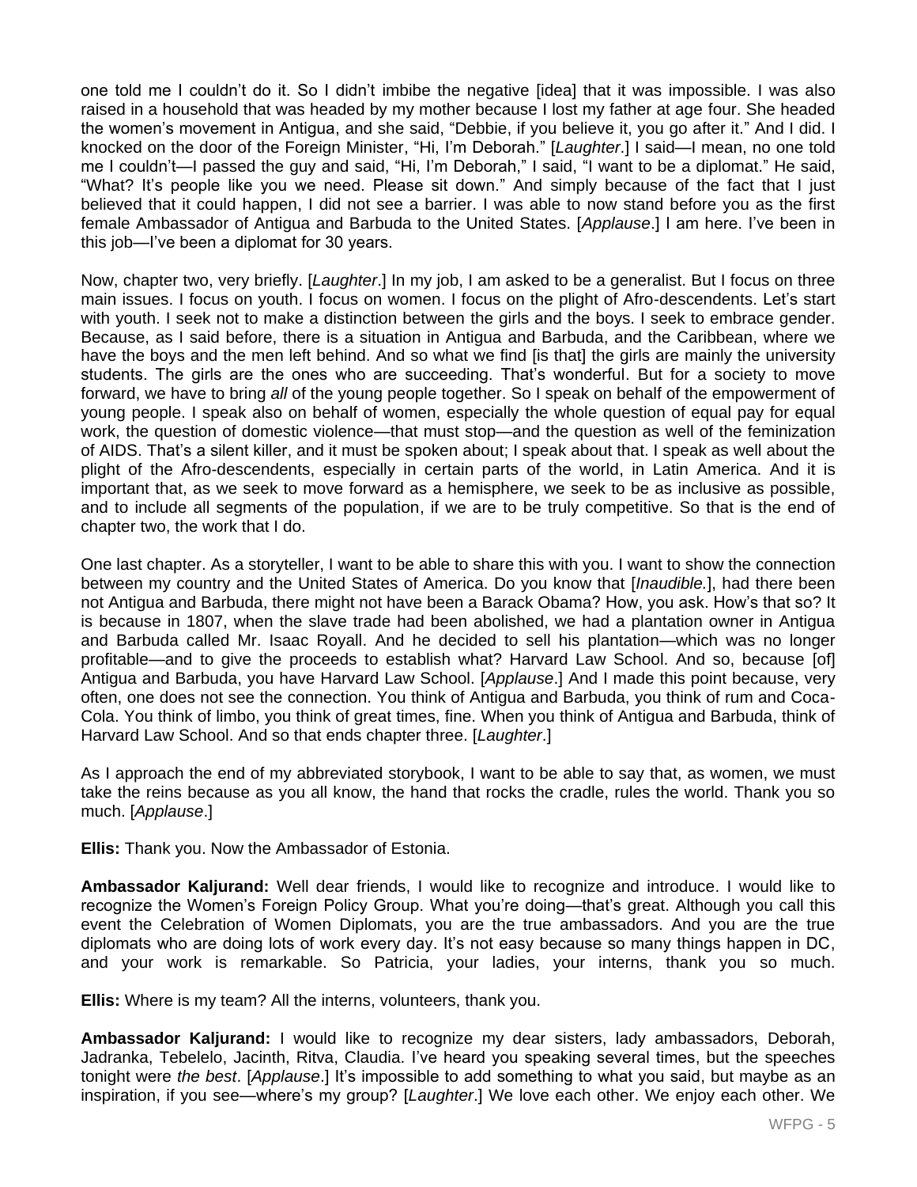one told me I couldn't do it. So I didn't imbibe the negative [idea] that it was impossible. I was also raised in a household that was headed by my mother because I lost my father at age four. She headed the women's movement in Antigua, and she said, "Debbie, if you believe it, you go after it." And I did. I knocked on the door of the Foreign Minister, "Hi, I'm Deborah." [*Laughter*.] I said—I mean, no one told me I couldn't—I passed the guy and said, "Hi, I'm Deborah," I said, "I want to be a diplomat." He said, "What? It's people like you we need. Please sit down." And simply because of the fact that I just believed that it could happen, I did not see a barrier. I was able to now stand before you as the first female Ambassador of Antigua and Barbuda to the United States. [*Applause*.] I am here. I've been in this job—I've been a diplomat for 30 years.

Now, chapter two, very briefly. [*Laughter*.] In my job, I am asked to be a generalist. But I focus on three main issues. I focus on youth. I focus on women. I focus on the plight of Afro-descendents. Let's start with youth. I seek not to make a distinction between the girls and the boys. I seek to embrace gender. Because, as I said before, there is a situation in Antigua and Barbuda, and the Caribbean, where we have the boys and the men left behind. And so what we find [is that] the girls are mainly the university students. The girls are the ones who are succeeding. That's wonderful. But for a society to move forward, we have to bring *all* of the young people together. So I speak on behalf of the empowerment of young people. I speak also on behalf of women, especially the whole question of equal pay for equal work, the question of domestic violence—that must stop—and the question as well of the feminization of AIDS. That's a silent killer, and it must be spoken about; I speak about that. I speak as well about the plight of the Afro-descendents, especially in certain parts of the world, in Latin America. And it is important that, as we seek to move forward as a hemisphere, we seek to be as inclusive as possible, and to include all segments of the population, if we are to be truly competitive. So that is the end of chapter two, the work that I do.

One last chapter. As a storyteller, I want to be able to share this with you. I want to show the connection between my country and the United States of America. Do you know that [*Inaudible.*], had there been not Antigua and Barbuda, there might not have been a Barack Obama? How, you ask. How's that so? It is because in 1807, when the slave trade had been abolished, we had a plantation owner in Antigua and Barbuda called Mr. Isaac Royall. And he decided to sell his plantation—which was no longer profitable—and to give the proceeds to establish what? Harvard Law School. And so, because [of] Antigua and Barbuda, you have Harvard Law School. [*Applause*.] And I made this point because, very often, one does not see the connection. You think of Antigua and Barbuda, you think of rum and Coca-Cola. You think of limbo, you think of great times, fine. When you think of Antigua and Barbuda, think of Harvard Law School. And so that ends chapter three. [*Laughter*.]

As I approach the end of my abbreviated storybook, I want to be able to say that, as women, we must take the reins because as you all know, the hand that rocks the cradle, rules the world. Thank you so much. [*Applause*.]

**Ellis:** Thank you. Now the Ambassador of Estonia.

**Ambassador Kaljurand:** Well dear friends, I would like to recognize and introduce. I would like to recognize the Women's Foreign Policy Group. What you're doing—that's great. Although you call this event the Celebration of Women Diplomats, you are the true ambassadors. And you are the true diplomats who are doing lots of work every day. It's not easy because so many things happen in DC, and your work is remarkable. So Patricia, your ladies, your interns, thank you so much.

**Ellis:** Where is my team? All the interns, volunteers, thank you.

**Ambassador Kaljurand:** I would like to recognize my dear sisters, lady ambassadors, Deborah, Jadranka, Tebelelo, Jacinth, Ritva, Claudia. I've heard you speaking several times, but the speeches tonight were *the best*. [*Applause*.] It's impossible to add something to what you said, but maybe as an inspiration, if you see—where's my group? [*Laughter*.] We love each other. We enjoy each other. We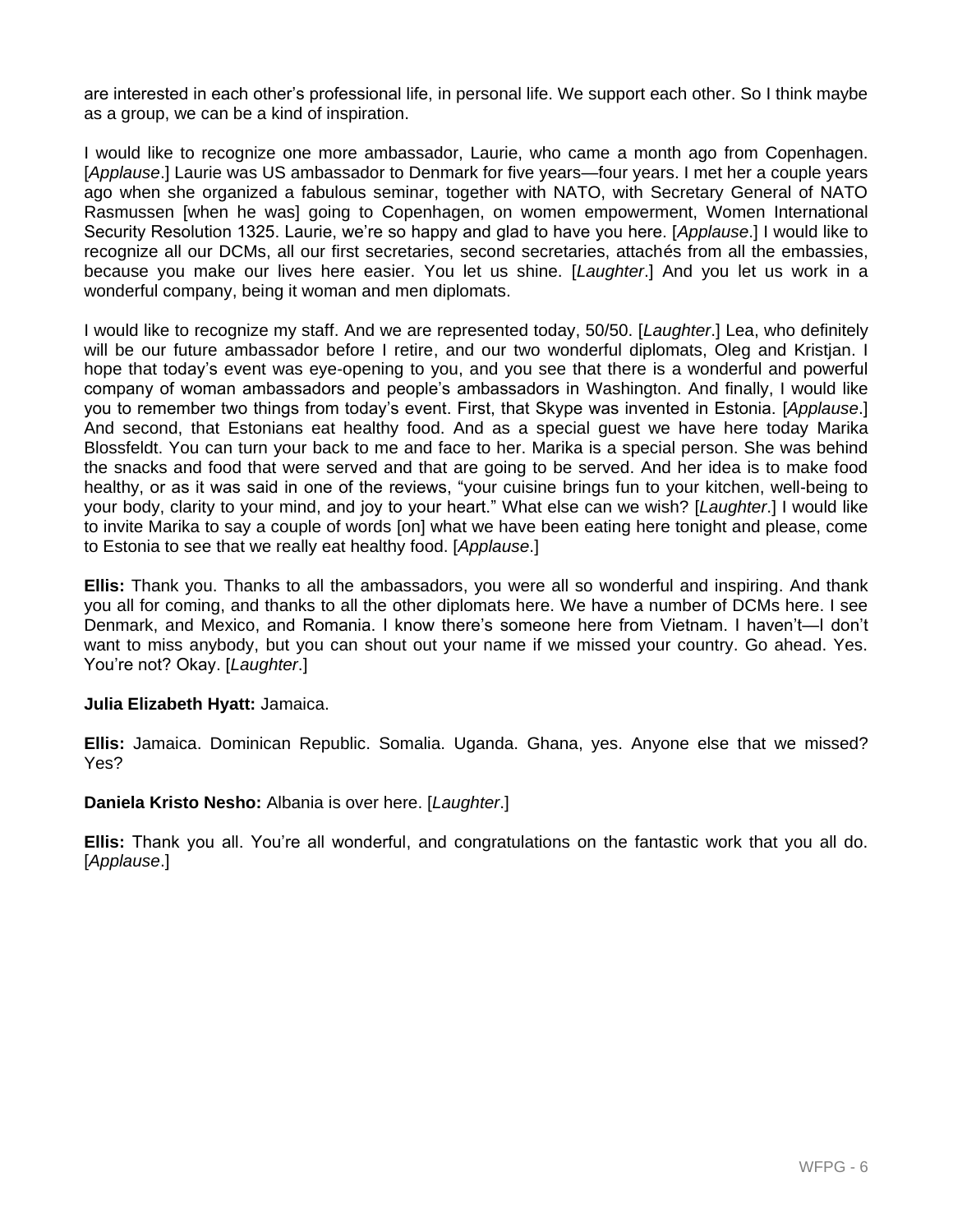are interested in each other's professional life, in personal life. We support each other. So I think maybe as a group, we can be a kind of inspiration.

I would like to recognize one more ambassador, Laurie, who came a month ago from Copenhagen. [*Applause*.] Laurie was US ambassador to Denmark for five years—four years. I met her a couple years ago when she organized a fabulous seminar, together with NATO, with Secretary General of NATO Rasmussen [when he was] going to Copenhagen, on women empowerment, Women International Security Resolution 1325. Laurie, we're so happy and glad to have you here. [*Applause*.] I would like to recognize all our DCMs, all our first secretaries, second secretaries, attachés from all the embassies, because you make our lives here easier. You let us shine. [*Laughter*.] And you let us work in a wonderful company, being it woman and men diplomats.

I would like to recognize my staff. And we are represented today, 50/50. [*Laughter*.] Lea, who definitely will be our future ambassador before I retire, and our two wonderful diplomats, Oleg and Kristjan. I hope that today's event was eye-opening to you, and you see that there is a wonderful and powerful company of woman ambassadors and people's ambassadors in Washington. And finally, I would like you to remember two things from today's event. First, that Skype was invented in Estonia. [*Applause*.] And second, that Estonians eat healthy food. And as a special guest we have here today Marika Blossfeldt. You can turn your back to me and face to her. Marika is a special person. She was behind the snacks and food that were served and that are going to be served. And her idea is to make food healthy, or as it was said in one of the reviews, "your cuisine brings fun to your kitchen, well-being to your body, clarity to your mind, and joy to your heart." What else can we wish? [*Laughter*.] I would like to invite Marika to say a couple of words [on] what we have been eating here tonight and please, come to Estonia to see that we really eat healthy food. [*Applause*.]

**Ellis:** Thank you. Thanks to all the ambassadors, you were all so wonderful and inspiring. And thank you all for coming, and thanks to all the other diplomats here. We have a number of DCMs here. I see Denmark, and Mexico, and Romania. I know there's someone here from Vietnam. I haven't—I don't want to miss anybody, but you can shout out your name if we missed your country. Go ahead. Yes. You're not? Okay. [*Laughter*.]

**Julia Elizabeth Hyatt:** Jamaica.

**Ellis:** Jamaica. Dominican Republic. Somalia. Uganda. Ghana, yes. Anyone else that we missed? Yes?

**Daniela Kristo Nesho:** Albania is over here. [*Laughter*.]

**Ellis:** Thank you all. You're all wonderful, and congratulations on the fantastic work that you all do. [*Applause*.]